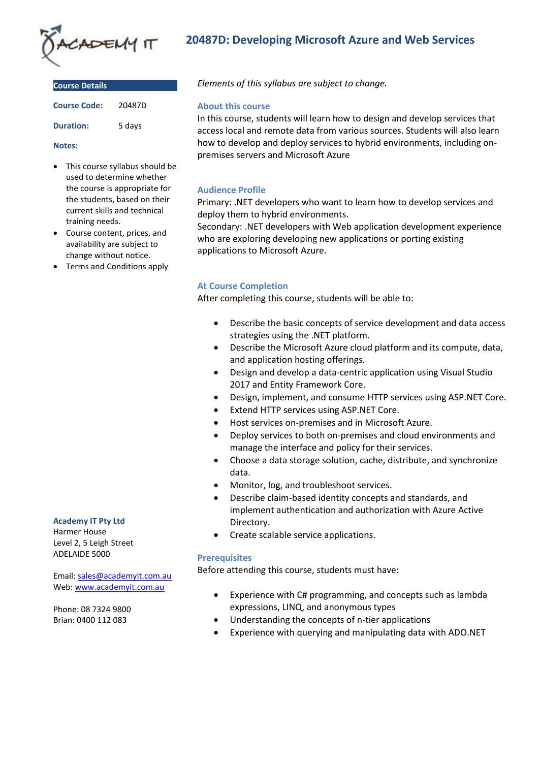# 20487D: Developing Microsoft Azure and Web Services

## Course Details

**Course Code:** 20487D

**Duration:** 5 days

**Notes:**

- This course syllabus should be used to determine whether the course is appropriate for the students, based on their current skills and technical training needs.
- Course content, prices, and availability are subject to change without notice.
- Terms and Conditions apply

**Academy IT Pty Ltd**
Harmer House
Level 2, 5 Leigh Street
ADELAIDE 5000

Email: sales@academyit.com.au
Web: www.academyit.com.au

Phone: 08 7324 9800
Brian: 0400 112 083

*Elements of this syllabus are subject to change.*

## About this course

In this course, students will learn how to design and develop services that access local and remote data from various sources. Students will also learn how to develop and deploy services to hybrid environments, including on-premises servers and Microsoft Azure

## Audience Profile

Primary: .NET developers who want to learn how to develop services and deploy them to hybrid environments.
Secondary: .NET developers with Web application development experience who are exploring developing new applications or porting existing applications to Microsoft Azure.

## At Course Completion

After completing this course, students will be able to:

- Describe the basic concepts of service development and data access strategies using the .NET platform.
- Describe the Microsoft Azure cloud platform and its compute, data, and application hosting offerings.
- Design and develop a data-centric application using Visual Studio 2017 and Entity Framework Core.
- Design, implement, and consume HTTP services using ASP.NET Core.
- Extend HTTP services using ASP.NET Core.
- Host services on-premises and in Microsoft Azure.
- Deploy services to both on-premises and cloud environments and manage the interface and policy for their services.
- Choose a data storage solution, cache, distribute, and synchronize data.
- Monitor, log, and troubleshoot services.
- Describe claim-based identity concepts and standards, and implement authentication and authorization with Azure Active Directory.
- Create scalable service applications.

## Prerequisites

Before attending this course, students must have:

- Experience with C# programming, and concepts such as lambda expressions, LINQ, and anonymous types
- Understanding the concepts of n-tier applications
- Experience with querying and manipulating data with ADO.NET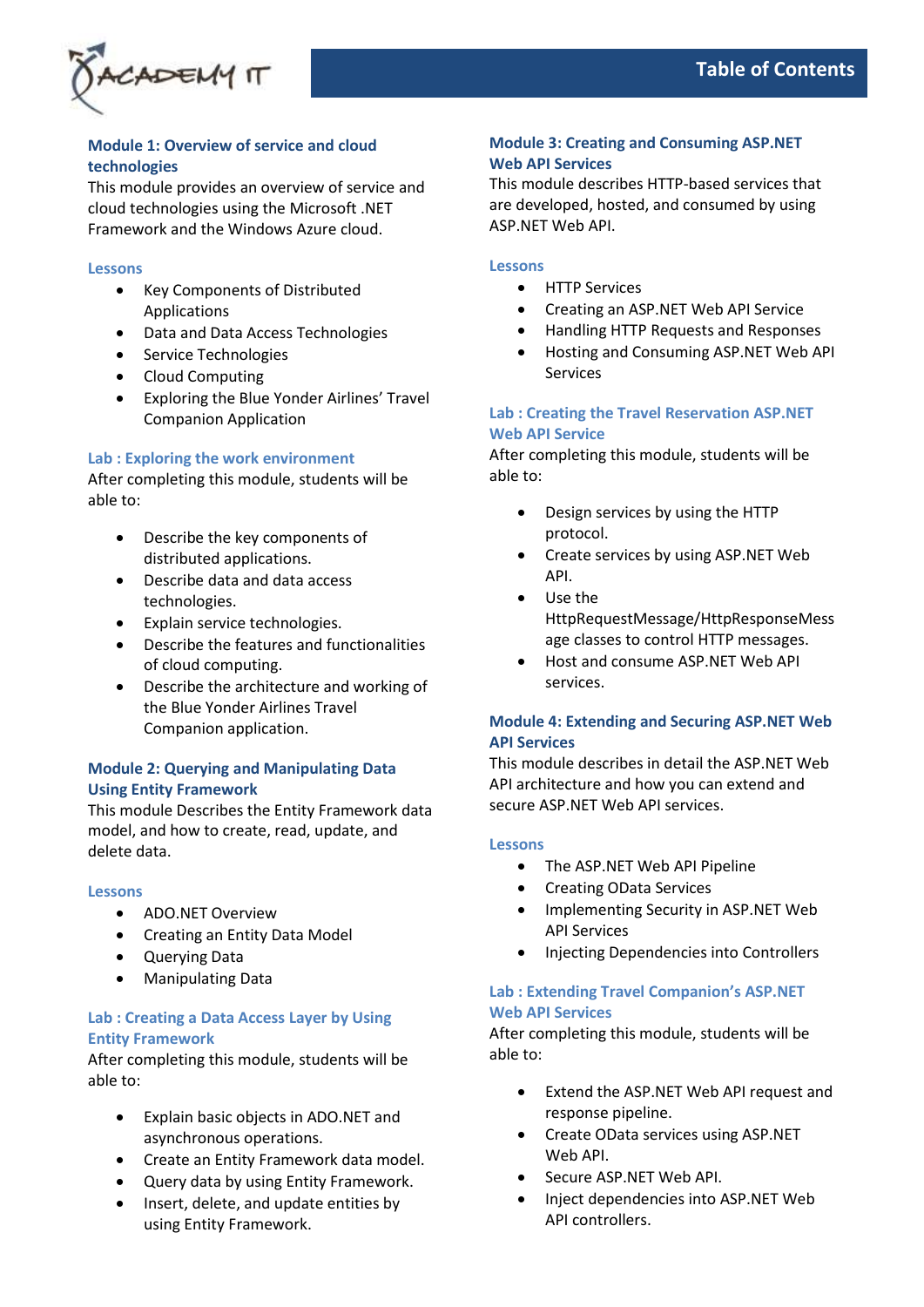# Table of Contents

## Module 1: Overview of service and cloud technologies

This module provides an overview of service and cloud technologies using the Microsoft .NET Framework and the Windows Azure cloud.

### Lessons

- Key Components of Distributed Applications
- Data and Data Access Technologies
- Service Technologies
- Cloud Computing
- Exploring the Blue Yonder Airlines' Travel Companion Application

### Lab : Exploring the work environment

After completing this module, students will be able to:

- Describe the key components of distributed applications.
- Describe data and data access technologies.
- Explain service technologies.
- Describe the features and functionalities of cloud computing.
- Describe the architecture and working of the Blue Yonder Airlines Travel Companion application.

## Module 2: Querying and Manipulating Data Using Entity Framework

This module Describes the Entity Framework data model, and how to create, read, update, and delete data.

### Lessons

- ADO.NET Overview
- Creating an Entity Data Model
- Querying Data
- Manipulating Data

### Lab : Creating a Data Access Layer by Using Entity Framework

After completing this module, students will be able to:

- Explain basic objects in ADO.NET and asynchronous operations.
- Create an Entity Framework data model.
- Query data by using Entity Framework.
- Insert, delete, and update entities by using Entity Framework.

## Module 3: Creating and Consuming ASP.NET Web API Services

This module describes HTTP-based services that are developed, hosted, and consumed by using ASP.NET Web API.

### Lessons

- HTTP Services
- Creating an ASP.NET Web API Service
- Handling HTTP Requests and Responses
- Hosting and Consuming ASP.NET Web API Services

### Lab : Creating the Travel Reservation ASP.NET Web API Service

After completing this module, students will be able to:

- Design services by using the HTTP protocol.
- Create services by using ASP.NET Web API.
- Use the HttpRequestMessage/HttpResponseMessage classes to control HTTP messages.
- Host and consume ASP.NET Web API services.

## Module 4: Extending and Securing ASP.NET Web API Services

This module describes in detail the ASP.NET Web API architecture and how you can extend and secure ASP.NET Web API services.

### Lessons

- The ASP.NET Web API Pipeline
- Creating OData Services
- Implementing Security in ASP.NET Web API Services
- Injecting Dependencies into Controllers

### Lab : Extending Travel Companion's ASP.NET Web API Services

After completing this module, students will be able to:

- Extend the ASP.NET Web API request and response pipeline.
- Create OData services using ASP.NET Web API.
- Secure ASP.NET Web API.
- Inject dependencies into ASP.NET Web API controllers.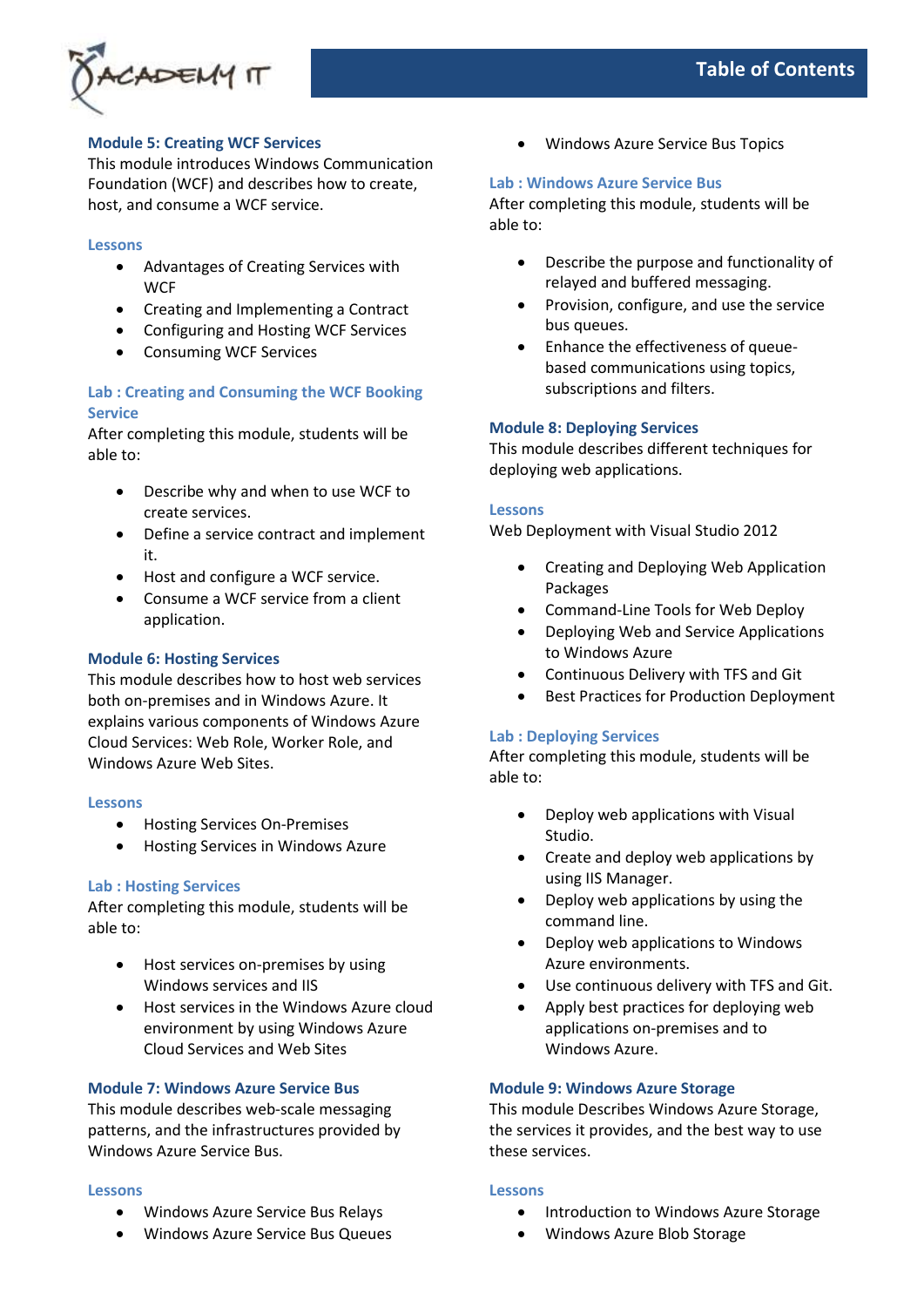## Module 5: Creating WCF Services

This module introduces Windows Communication Foundation (WCF) and describes how to create, host, and consume a WCF service.

### Lessons

- Advantages of Creating Services with WCF
- Creating and Implementing a Contract
- Configuring and Hosting WCF Services
- Consuming WCF Services

### Lab : Creating and Consuming the WCF Booking Service

After completing this module, students will be able to:

- Describe why and when to use WCF to create services.
- Define a service contract and implement it.
- Host and configure a WCF service.
- Consume a WCF service from a client application.

## Module 6: Hosting Services

This module describes how to host web services both on-premises and in Windows Azure. It explains various components of Windows Azure Cloud Services: Web Role, Worker Role, and Windows Azure Web Sites.

### Lessons

- Hosting Services On-Premises
- Hosting Services in Windows Azure

### Lab : Hosting Services

After completing this module, students will be able to:

- Host services on-premises by using Windows services and IIS
- Host services in the Windows Azure cloud environment by using Windows Azure Cloud Services and Web Sites

## Module 7: Windows Azure Service Bus

This module describes web-scale messaging patterns, and the infrastructures provided by Windows Azure Service Bus.

### Lessons

- Windows Azure Service Bus Relays
- Windows Azure Service Bus Queues
- Windows Azure Service Bus Topics

### Lab : Windows Azure Service Bus

After completing this module, students will be able to:

- Describe the purpose and functionality of relayed and buffered messaging.
- Provision, configure, and use the service bus queues.
- Enhance the effectiveness of queue-based communications using topics, subscriptions and filters.

## Module 8: Deploying Services

This module describes different techniques for deploying web applications.

### Lessons

Web Deployment with Visual Studio 2012

- Creating and Deploying Web Application Packages
- Command-Line Tools for Web Deploy
- Deploying Web and Service Applications to Windows Azure
- Continuous Delivery with TFS and Git
- Best Practices for Production Deployment

### Lab : Deploying Services

After completing this module, students will be able to:

- Deploy web applications with Visual Studio.
- Create and deploy web applications by using IIS Manager.
- Deploy web applications by using the command line.
- Deploy web applications to Windows Azure environments.
- Use continuous delivery with TFS and Git.
- Apply best practices for deploying web applications on-premises and to Windows Azure.

## Module 9: Windows Azure Storage

This module Describes Windows Azure Storage, the services it provides, and the best way to use these services.

### Lessons

- Introduction to Windows Azure Storage
- Windows Azure Blob Storage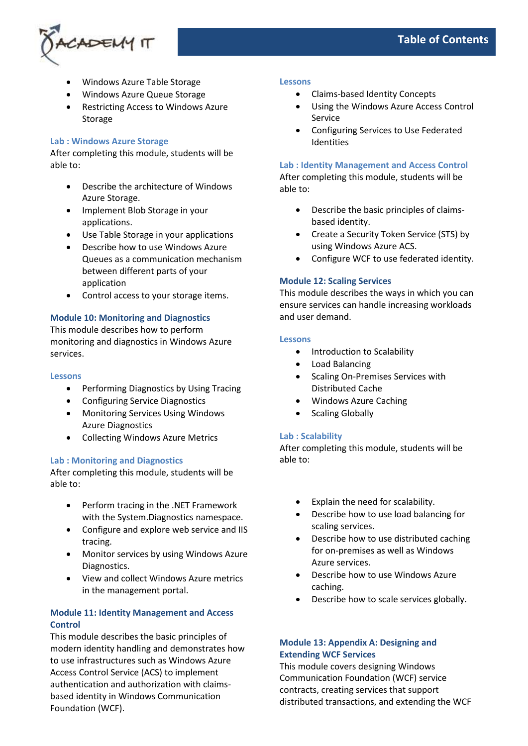- Windows Azure Table Storage
- Windows Azure Queue Storage
- Restricting Access to Windows Azure Storage

### Lab : Windows Azure Storage

After completing this module, students will be able to:

- Describe the architecture of Windows Azure Storage.
- Implement Blob Storage in your applications.
- Use Table Storage in your applications
- Describe how to use Windows Azure Queues as a communication mechanism between different parts of your application
- Control access to your storage items.

## Module 10: Monitoring and Diagnostics

This module describes how to perform monitoring and diagnostics in Windows Azure services.

### Lessons

- Performing Diagnostics by Using Tracing
- Configuring Service Diagnostics
- Monitoring Services Using Windows Azure Diagnostics
- Collecting Windows Azure Metrics

### Lab : Monitoring and Diagnostics

After completing this module, students will be able to:

- Perform tracing in the .NET Framework with the System.Diagnostics namespace.
- Configure and explore web service and IIS tracing.
- Monitor services by using Windows Azure Diagnostics.
- View and collect Windows Azure metrics in the management portal.

## Module 11: Identity Management and Access Control

This module describes the basic principles of modern identity handling and demonstrates how to use infrastructures such as Windows Azure Access Control Service (ACS) to implement authentication and authorization with claims-based identity in Windows Communication Foundation (WCF).

### Lessons

- Claims-based Identity Concepts
- Using the Windows Azure Access Control Service
- Configuring Services to Use Federated Identities

### Lab : Identity Management and Access Control

After completing this module, students will be able to:

- Describe the basic principles of claims-based identity.
- Create a Security Token Service (STS) by using Windows Azure ACS.
- Configure WCF to use federated identity.

## Module 12: Scaling Services

This module describes the ways in which you can ensure services can handle increasing workloads and user demand.

### Lessons

- Introduction to Scalability
- Load Balancing
- Scaling On-Premises Services with Distributed Cache
- Windows Azure Caching
- Scaling Globally

### Lab : Scalability

After completing this module, students will be able to:

- Explain the need for scalability.
- Describe how to use load balancing for scaling services.
- Describe how to use distributed caching for on-premises as well as Windows Azure services.
- Describe how to use Windows Azure caching.
- Describe how to scale services globally.

## Module 13: Appendix A: Designing and Extending WCF Services

This module covers designing Windows Communication Foundation (WCF) service contracts, creating services that support distributed transactions, and extending the WCF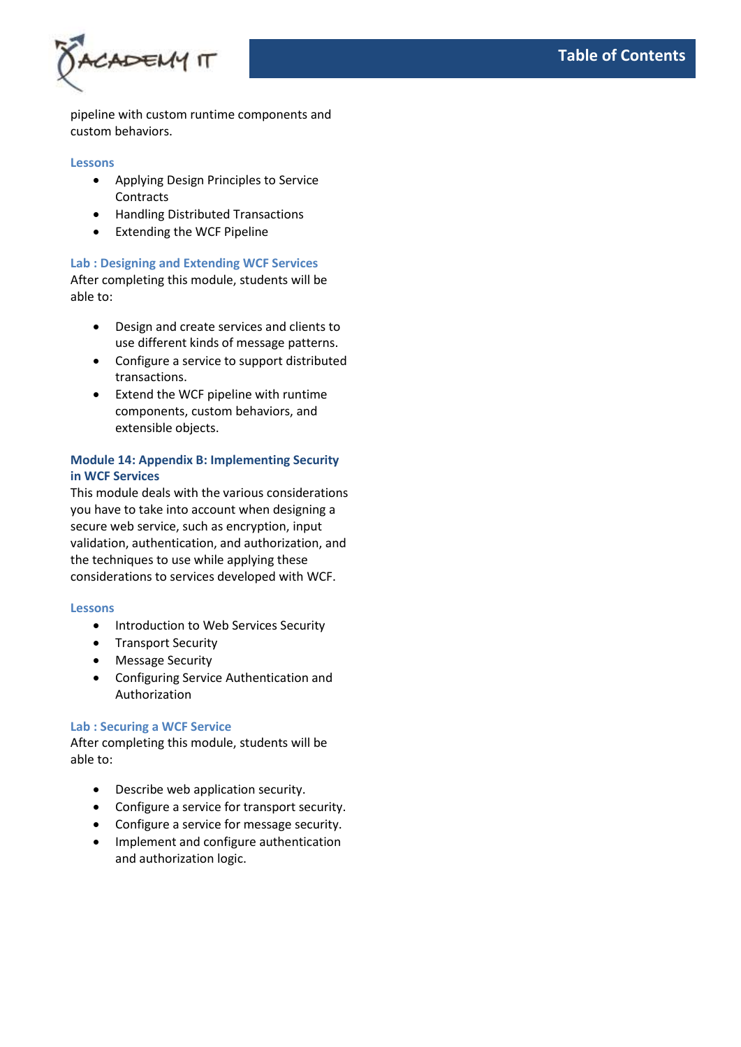pipeline with custom runtime components and custom behaviors.

### Lessons

- Applying Design Principles to Service Contracts
- Handling Distributed Transactions
- Extending the WCF Pipeline

### Lab : Designing and Extending WCF Services

After completing this module, students will be able to:

- Design and create services and clients to use different kinds of message patterns.
- Configure a service to support distributed transactions.
- Extend the WCF pipeline with runtime components, custom behaviors, and extensible objects.

## Module 14: Appendix B: Implementing Security in WCF Services

This module deals with the various considerations you have to take into account when designing a secure web service, such as encryption, input validation, authentication, and authorization, and the techniques to use while applying these considerations to services developed with WCF.

### Lessons

- Introduction to Web Services Security
- Transport Security
- Message Security
- Configuring Service Authentication and Authorization

### Lab : Securing a WCF Service

After completing this module, students will be able to:

- Describe web application security.
- Configure a service for transport security.
- Configure a service for message security.
- Implement and configure authentication and authorization logic.